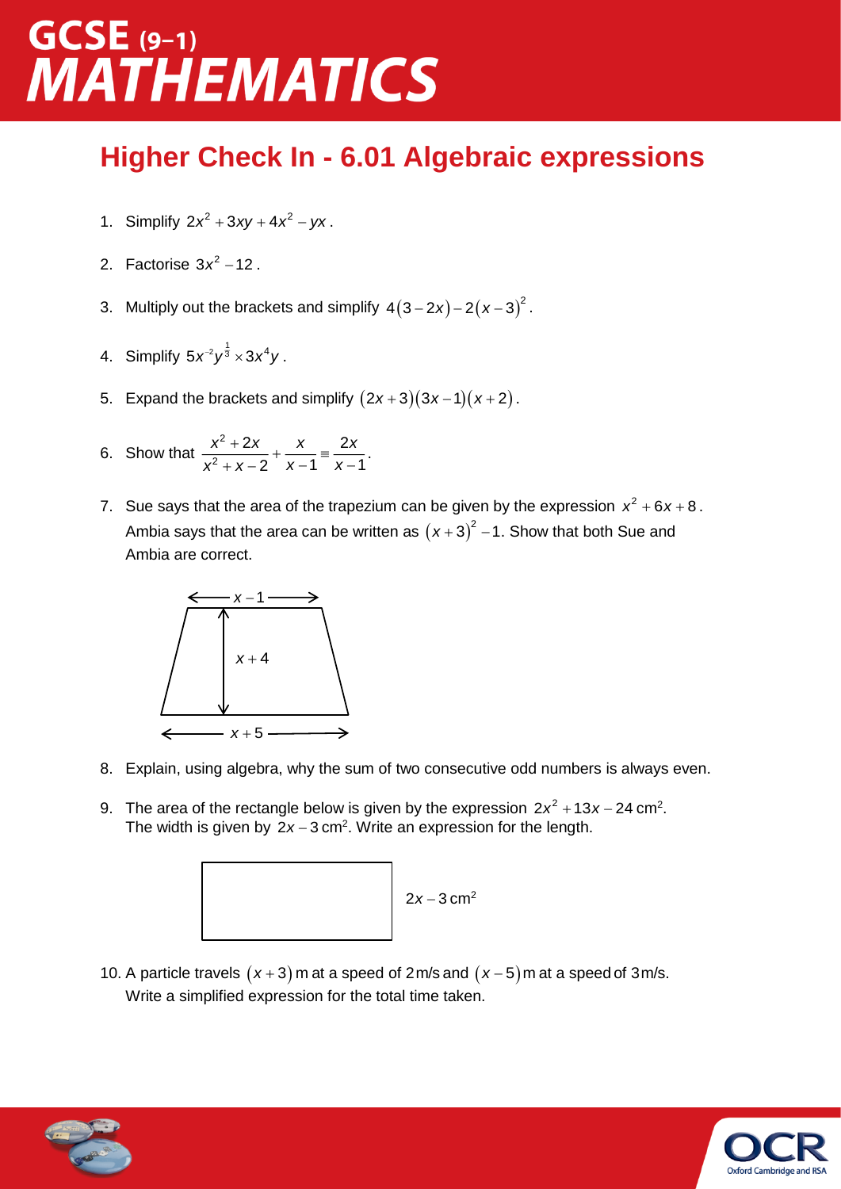# GCSE (9–1) MATHEMATICS

## Higher Check In - 6.01 Algebraic expressions

1. Simplify $2x^2 + 3xy + 4x^2 - yx$.

2. Factorise $3x^2 - 12$.

3. Multiply out the brackets and simplify $4(3-2x) - 2(x-3)^2$.

4. Simplify $5x^{-2}y^{\frac{1}{3}} \times 3x^4y$.

5. Expand the brackets and simplify $(2x+3)(3x-1)(x+2)$.

6. Show that $\dfrac{x^2+2x}{x^2+x-2} + \dfrac{x}{x-1} \equiv \dfrac{2x}{x-1}$.

7. Sue says that the area of the trapezium can be given by the expression $x^2 + 6x + 8$. Ambia says that the area can be written as $(x+3)^2 - 1$. Show that both Sue and Ambia are correct.

   $x - 1$

   $x + 4$

   $x + 5$

8. Explain, using algebra, why the sum of two consecutive odd numbers is always even.

9. The area of the rectangle below is given by the expression $2x^2 + 13x - 24$ cm². The width is given by $2x - 3$ cm². Write an expression for the length.

   $2x - 3$ cm²

10. A particle travels $(x+3)$ m at a speed of 2 m/s and $(x-5)$ m at a speed of 3 m/s. Write a simplified expression for the total time taken.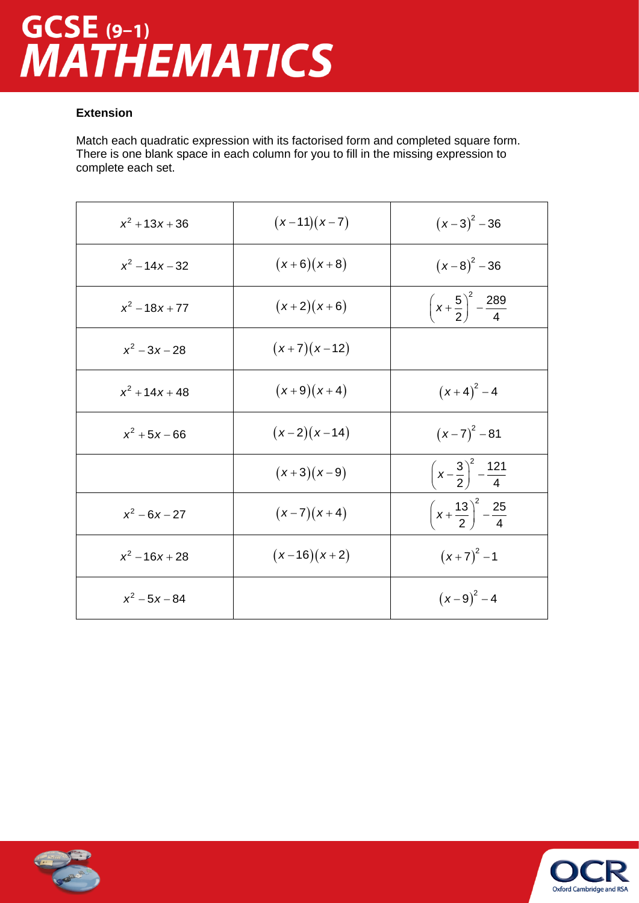### Extension

Match each quadratic expression with its factorised form and completed square form. There is one blank space in each column for you to fill in the missing expression to complete each set.

| | | |
|---|---|---|
| $x^2+13x+36$ | $(x-11)(x-7)$ | $(x-3)^2-36$ |
| $x^2-14x-32$ | $(x+6)(x+8)$ | $(x-8)^2-36$ |
| $x^2-18x+77$ | $(x+2)(x+6)$ | $\left(x+\frac{5}{2}\right)^2-\frac{289}{4}$ |
| $x^2-3x-28$ | $(x+7)(x-12)$ | |
| $x^2+14x+48$ | $(x+9)(x+4)$ | $(x+4)^2-4$ |
| $x^2+5x-66$ | $(x-2)(x-14)$ | $(x-7)^2-81$ |
| | $(x+3)(x-9)$ | $\left(x-\frac{3}{2}\right)^2-\frac{121}{4}$ |
| $x^2-6x-27$ | $(x-7)(x+4)$ | $\left(x+\frac{13}{2}\right)^2-\frac{25}{4}$ |
| $x^2-16x+28$ | $(x-16)(x+2)$ | $(x+7)^2-1$ |
| $x^2-5x-84$ | | $(x-9)^2-4$ |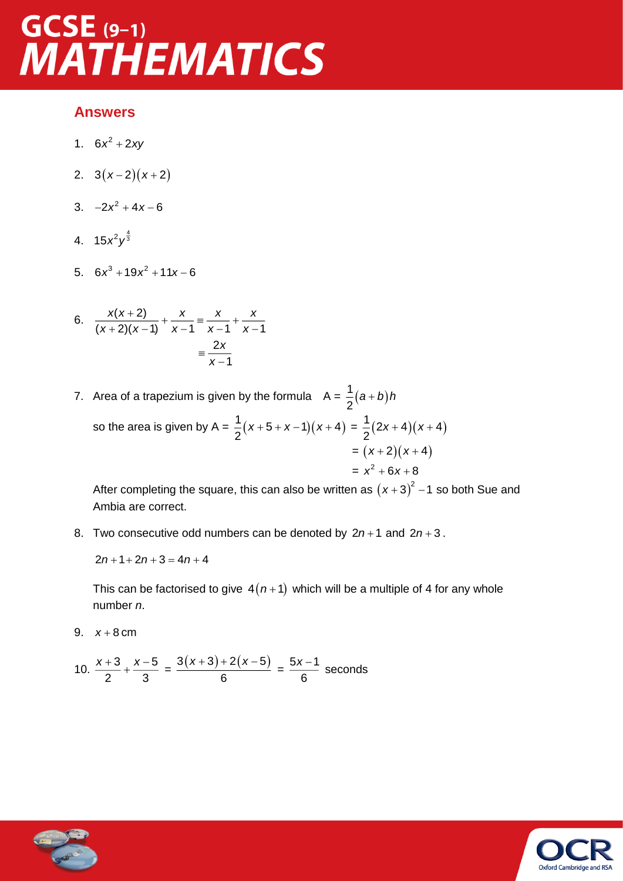## Answers

1. $6x^2 + 2xy$

2. $3(x-2)(x+2)$

3. $-2x^2 + 4x - 6$

4. $15x^2y^{\frac{4}{3}}$

5. $6x^3 + 19x^2 + 11x - 6$

6. 
$$\frac{x(x+2)}{(x+2)(x-1)} + \frac{x}{x-1} \equiv \frac{x}{x-1} + \frac{x}{x-1}$$
$$\equiv \frac{2x}{x-1}$$

7. Area of a trapezium is given by the formula $A = \frac{1}{2}(a+b)h$

   so the area is given by $A = \frac{1}{2}(x+5+x-1)(x+4) = \frac{1}{2}(2x+4)(x+4)$
   $$= (x+2)(x+4)$$
   $$= x^2 + 6x + 8$$

   After completing the square, this can also be written as $(x+3)^2 - 1$ so both Sue and Ambia are correct.

8. Two consecutive odd numbers can be denoted by $2n+1$ and $2n+3$.

   $2n + 1 + 2n + 3 = 4n + 4$

   This can be factorised to give $4(n+1)$ which will be a multiple of 4 for any whole number *n*.

9. $x + 8$ cm

10. $\frac{x+3}{2} + \frac{x-5}{3} = \frac{3(x+3)+2(x-5)}{6} = \frac{5x-1}{6}$ seconds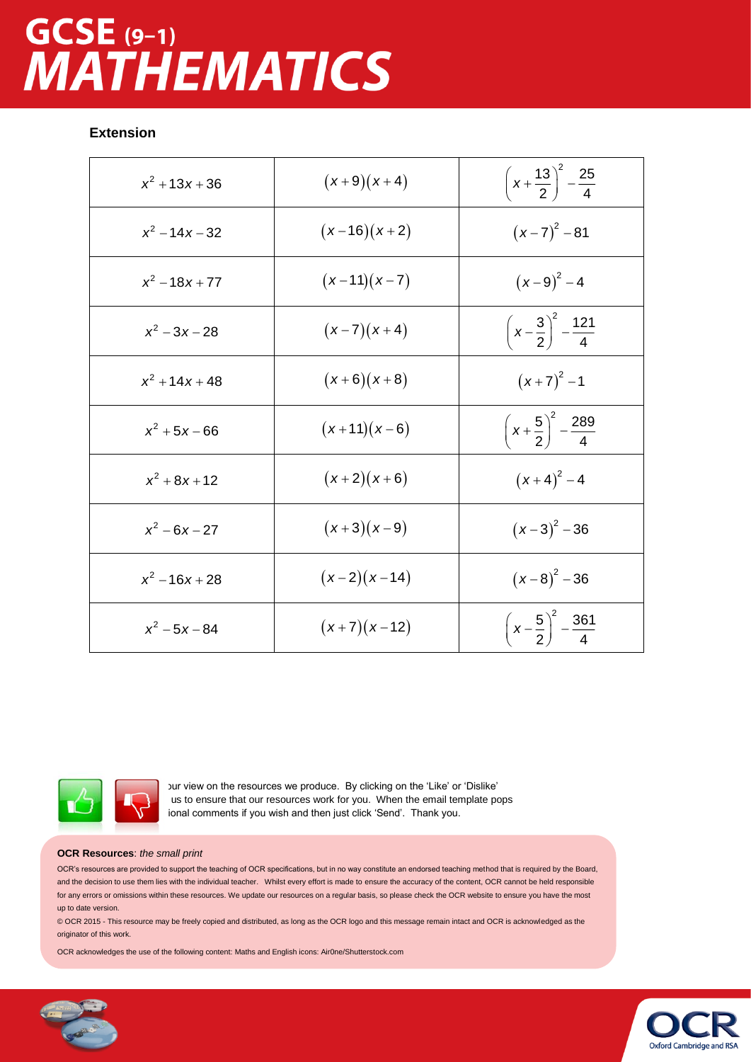**Extension**

| | | |
|---|---|---|
| $x^2 + 13x + 36$ | $(x+9)(x+4)$ | $\left(x+\frac{13}{2}\right)^2 - \frac{25}{4}$ |
| $x^2 - 14x - 32$ | $(x-16)(x+2)$ | $(x-7)^2 - 81$ |
| $x^2 - 18x + 77$ | $(x-11)(x-7)$ | $(x-9)^2 - 4$ |
| $x^2 - 3x - 28$ | $(x-7)(x+4)$ | $\left(x-\frac{3}{2}\right)^2 - \frac{121}{4}$ |
| $x^2 + 14x + 48$ | $(x+6)(x+8)$ | $(x+7)^2 - 1$ |
| $x^2 + 5x - 66$ | $(x+11)(x-6)$ | $\left(x+\frac{5}{2}\right)^2 - \frac{289}{4}$ |
| $x^2 + 8x + 12$ | $(x+2)(x+6)$ | $(x+4)^2 - 4$ |
| $x^2 - 6x - 27$ | $(x+3)(x-9)$ | $(x-3)^2 - 36$ |
| $x^2 - 16x + 28$ | $(x-2)(x-14)$ | $(x-8)^2 - 36$ |
| $x^2 - 5x - 84$ | $(x+7)(x-12)$ | $\left(x-\frac{5}{2}\right)^2 - \frac{361}{4}$ |

ɔur view on the resources we produce. By clicking on the 'Like' or 'Dislike' us to ensure that our resources work for you. When the email template pops ional comments if you wish and then just click 'Send'. Thank you.

**OCR Resources**: *the small print*

OCR's resources are provided to support the teaching of OCR specifications, but in no way constitute an endorsed teaching method that is required by the Board, and the decision to use them lies with the individual teacher. Whilst every effort is made to ensure the accuracy of the content, OCR cannot be held responsible for any errors or omissions within these resources. We update our resources on a regular basis, so please check the OCR website to ensure you have the most up to date version.

© OCR 2015 - This resource may be freely copied and distributed, as long as the OCR logo and this message remain intact and OCR is acknowledged as the originator of this work.

OCR acknowledges the use of the following content: Maths and English icons: Air0ne/Shutterstock.com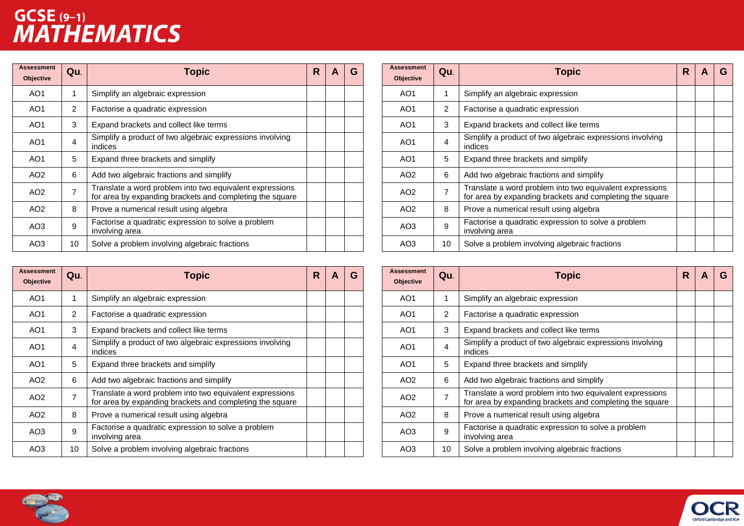# GCSE (9–1) MATHEMATICS

| Assessment Objective | Qu. | Topic | R | A | G |
|---|---|---|---|---|---|
| AO1 | 1 | Simplify an algebraic expression | | | |
| AO1 | 2 | Factorise a quadratic expression | | | |
| AO1 | 3 | Expand brackets and collect like terms | | | |
| AO1 | 4 | Simplify a product of two algebraic expressions involving indices | | | |
| AO1 | 5 | Expand three brackets and simplify | | | |
| AO2 | 6 | Add two algebraic fractions and simplify | | | |
| AO2 | 7 | Translate a word problem into two equivalent expressions for area by expanding brackets and completing the square | | | |
| AO2 | 8 | Prove a numerical result using algebra | | | |
| AO3 | 9 | Factorise a quadratic expression to solve a problem involving area | | | |
| AO3 | 10 | Solve a problem involving algebraic fractions | | | |

| Assessment Objective | Qu. | Topic | R | A | G |
|---|---|---|---|---|---|
| AO1 | 1 | Simplify an algebraic expression | | | |
| AO1 | 2 | Factorise a quadratic expression | | | |
| AO1 | 3 | Expand brackets and collect like terms | | | |
| AO1 | 4 | Simplify a product of two algebraic expressions involving indices | | | |
| AO1 | 5 | Expand three brackets and simplify | | | |
| AO2 | 6 | Add two algebraic fractions and simplify | | | |
| AO2 | 7 | Translate a word problem into two equivalent expressions for area by expanding brackets and completing the square | | | |
| AO2 | 8 | Prove a numerical result using algebra | | | |
| AO3 | 9 | Factorise a quadratic expression to solve a problem involving area | | | |
| AO3 | 10 | Solve a problem involving algebraic fractions | | | |

| Assessment Objective | Qu. | Topic | R | A | G |
|---|---|---|---|---|---|
| AO1 | 1 | Simplify an algebraic expression | | | |
| AO1 | 2 | Factorise a quadratic expression | | | |
| AO1 | 3 | Expand brackets and collect like terms | | | |
| AO1 | 4 | Simplify a product of two algebraic expressions involving indices | | | |
| AO1 | 5 | Expand three brackets and simplify | | | |
| AO2 | 6 | Add two algebraic fractions and simplify | | | |
| AO2 | 7 | Translate a word problem into two equivalent expressions for area by expanding brackets and completing the square | | | |
| AO2 | 8 | Prove a numerical result using algebra | | | |
| AO3 | 9 | Factorise a quadratic expression to solve a problem involving area | | | |
| AO3 | 10 | Solve a problem involving algebraic fractions | | | |

| Assessment Objective | Qu. | Topic | R | A | G |
|---|---|---|---|---|---|
| AO1 | 1 | Simplify an algebraic expression | | | |
| AO1 | 2 | Factorise a quadratic expression | | | |
| AO1 | 3 | Expand brackets and collect like terms | | | |
| AO1 | 4 | Simplify a product of two algebraic expressions involving indices | | | |
| AO1 | 5 | Expand three brackets and simplify | | | |
| AO2 | 6 | Add two algebraic fractions and simplify | | | |
| AO2 | 7 | Translate a word problem into two equivalent expressions for area by expanding brackets and completing the square | | | |
| AO2 | 8 | Prove a numerical result using algebra | | | |
| AO3 | 9 | Factorise a quadratic expression to solve a problem involving area | | | |
| AO3 | 10 | Solve a problem involving algebraic fractions | | | |

OCR
Oxford Cambridge and RSA